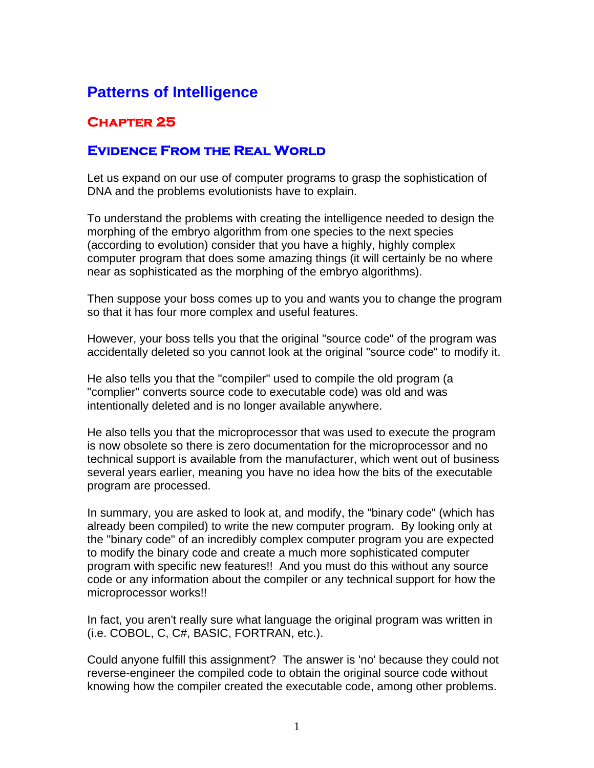# Patterns of Intelligence

## Chapter 25

## Evidence From the Real World

Let us expand on our use of computer programs to grasp the sophistication of DNA and the problems evolutionists have to explain.

To understand the problems with creating the intelligence needed to design the morphing of the embryo algorithm from one species to the next species (according to evolution) consider that you have a highly, highly complex computer program that does some amazing things (it will certainly be no where near as sophisticated as the morphing of the embryo algorithms).

Then suppose your boss comes up to you and wants you to change the program so that it has four more complex and useful features.

However, your boss tells you that the original "source code" of the program was accidentally deleted so you cannot look at the original "source code" to modify it.

He also tells you that the "compiler" used to compile the old program (a "complier" converts source code to executable code) was old and was intentionally deleted and is no longer available anywhere.

He also tells you that the microprocessor that was used to execute the program is now obsolete so there is zero documentation for the microprocessor and no technical support is available from the manufacturer, which went out of business several years earlier, meaning you have no idea how the bits of the executable program are processed.

In summary, you are asked to look at, and modify, the "binary code" (which has already been compiled) to write the new computer program. By looking only at the "binary code" of an incredibly complex computer program you are expected to modify the binary code and create a much more sophisticated computer program with specific new features!! And you must do this without any source code or any information about the compiler or any technical support for how the microprocessor works!!

In fact, you aren't really sure what language the original program was written in (i.e. COBOL, C, C#, BASIC, FORTRAN, etc.).

Could anyone fulfill this assignment? The answer is 'no' because they could not reverse-engineer the compiled code to obtain the original source code without knowing how the compiler created the executable code, among other problems.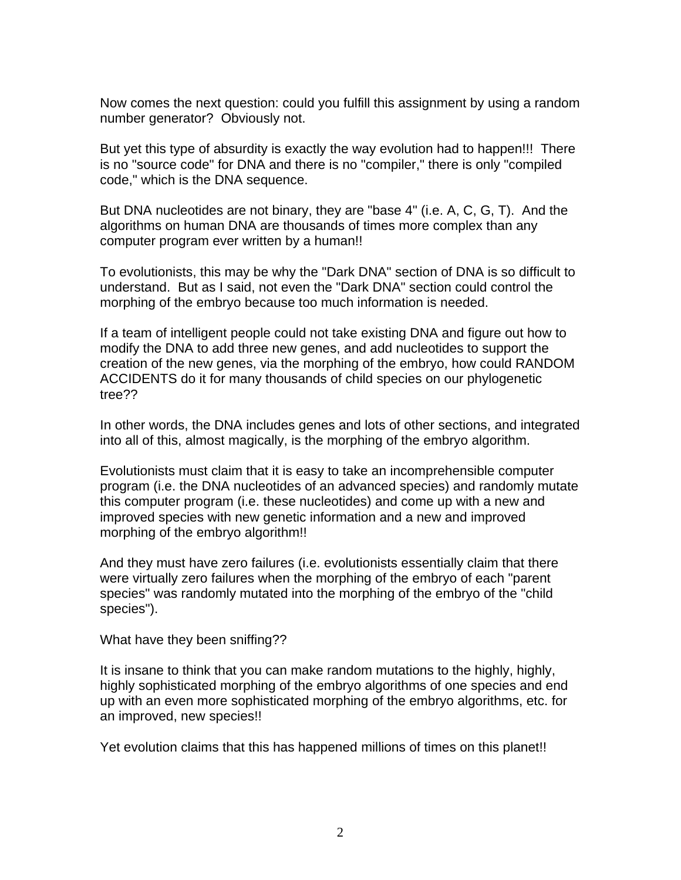Now comes the next question: could you fulfill this assignment by using a random number generator? Obviously not.

But yet this type of absurdity is exactly the way evolution had to happen!!! There is no "source code" for DNA and there is no "compiler," there is only "compiled code," which is the DNA sequence.

But DNA nucleotides are not binary, they are "base 4" (i.e. A, C, G, T). And the algorithms on human DNA are thousands of times more complex than any computer program ever written by a human!!

To evolutionists, this may be why the "Dark DNA" section of DNA is so difficult to understand. But as I said, not even the "Dark DNA" section could control the morphing of the embryo because too much information is needed.

If a team of intelligent people could not take existing DNA and figure out how to modify the DNA to add three new genes, and add nucleotides to support the creation of the new genes, via the morphing of the embryo, how could RANDOM ACCIDENTS do it for many thousands of child species on our phylogenetic tree??

In other words, the DNA includes genes and lots of other sections, and integrated into all of this, almost magically, is the morphing of the embryo algorithm.

Evolutionists must claim that it is easy to take an incomprehensible computer program (i.e. the DNA nucleotides of an advanced species) and randomly mutate this computer program (i.e. these nucleotides) and come up with a new and improved species with new genetic information and a new and improved morphing of the embryo algorithm!!

And they must have zero failures (i.e. evolutionists essentially claim that there were virtually zero failures when the morphing of the embryo of each "parent species" was randomly mutated into the morphing of the embryo of the "child species").

What have they been sniffing??

It is insane to think that you can make random mutations to the highly, highly, highly sophisticated morphing of the embryo algorithms of one species and end up with an even more sophisticated morphing of the embryo algorithms, etc. for an improved, new species!!

Yet evolution claims that this has happened millions of times on this planet!!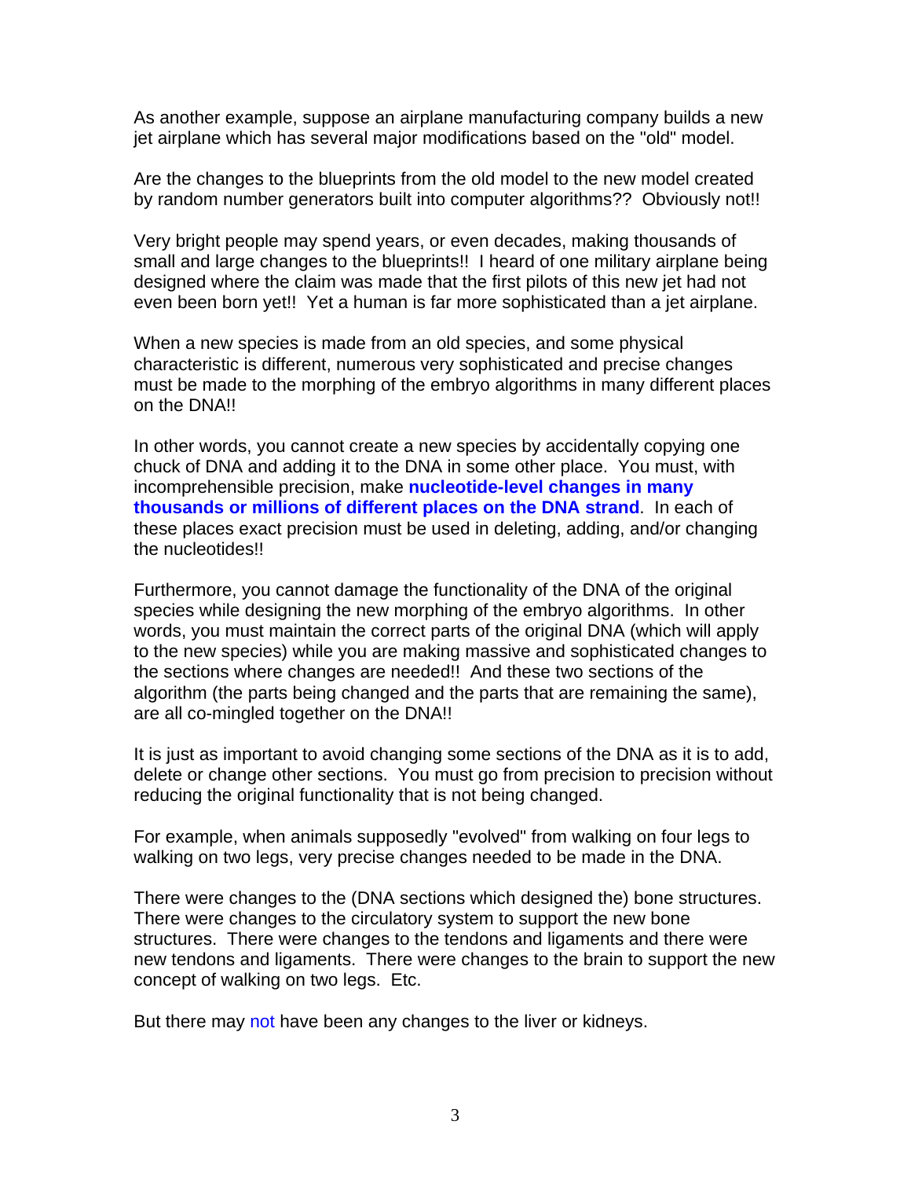As another example, suppose an airplane manufacturing company builds a new jet airplane which has several major modifications based on the "old" model.

Are the changes to the blueprints from the old model to the new model created by random number generators built into computer algorithms?? Obviously not!!

Very bright people may spend years, or even decades, making thousands of small and large changes to the blueprints!! I heard of one military airplane being designed where the claim was made that the first pilots of this new jet had not even been born yet!! Yet a human is far more sophisticated than a jet airplane.

When a new species is made from an old species, and some physical characteristic is different, numerous very sophisticated and precise changes must be made to the morphing of the embryo algorithms in many different places on the DNA!!

In other words, you cannot create a new species by accidentally copying one chuck of DNA and adding it to the DNA in some other place. You must, with incomprehensible precision, make **nucleotide-level changes in many thousands or millions of different places on the DNA strand**. In each of these places exact precision must be used in deleting, adding, and/or changing the nucleotides!!

Furthermore, you cannot damage the functionality of the DNA of the original species while designing the new morphing of the embryo algorithms. In other words, you must maintain the correct parts of the original DNA (which will apply to the new species) while you are making massive and sophisticated changes to the sections where changes are needed!! And these two sections of the algorithm (the parts being changed and the parts that are remaining the same), are all co-mingled together on the DNA!!

It is just as important to avoid changing some sections of the DNA as it is to add, delete or change other sections. You must go from precision to precision without reducing the original functionality that is not being changed.

For example, when animals supposedly "evolved" from walking on four legs to walking on two legs, very precise changes needed to be made in the DNA.

There were changes to the (DNA sections which designed the) bone structures. There were changes to the circulatory system to support the new bone structures. There were changes to the tendons and ligaments and there were new tendons and ligaments. There were changes to the brain to support the new concept of walking on two legs. Etc.

But there may not have been any changes to the liver or kidneys.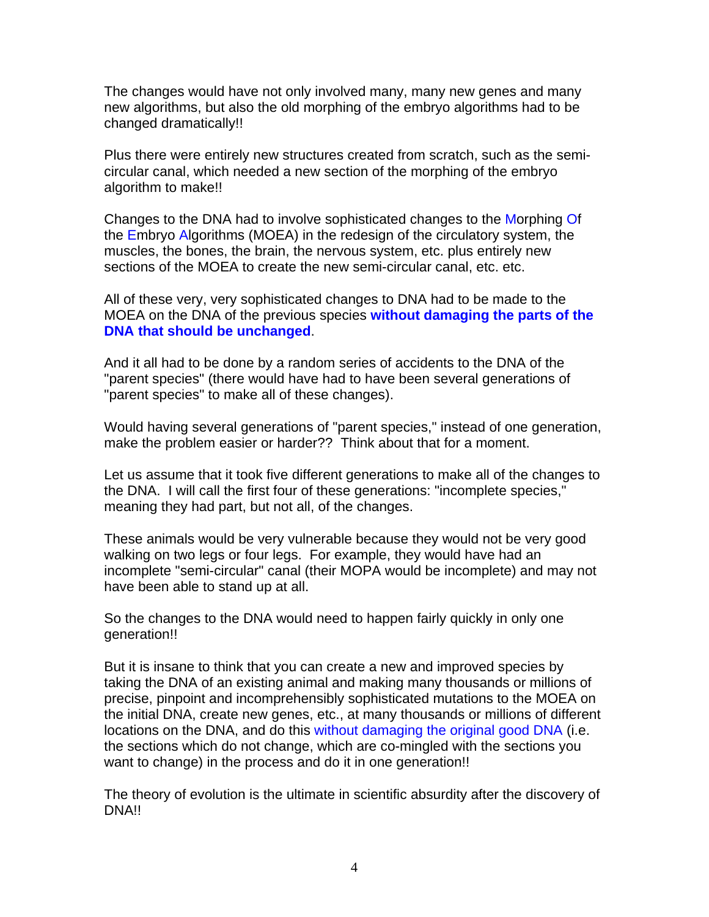The changes would have not only involved many, many new genes and many new algorithms, but also the old morphing of the embryo algorithms had to be changed dramatically!!

Plus there were entirely new structures created from scratch, such as the semi-circular canal, which needed a new section of the morphing of the embryo algorithm to make!!

Changes to the DNA had to involve sophisticated changes to the Morphing Of the Embryo Algorithms (MOEA) in the redesign of the circulatory system, the muscles, the bones, the brain, the nervous system, etc. plus entirely new sections of the MOEA to create the new semi-circular canal, etc. etc.

All of these very, very sophisticated changes to DNA had to be made to the MOEA on the DNA of the previous species **without damaging the parts of the DNA that should be unchanged**.

And it all had to be done by a random series of accidents to the DNA of the "parent species" (there would have had to have been several generations of "parent species" to make all of these changes).

Would having several generations of "parent species," instead of one generation, make the problem easier or harder?? Think about that for a moment.

Let us assume that it took five different generations to make all of the changes to the DNA. I will call the first four of these generations: "incomplete species," meaning they had part, but not all, of the changes.

These animals would be very vulnerable because they would not be very good walking on two legs or four legs. For example, they would have had an incomplete "semi-circular" canal (their MOPA would be incomplete) and may not have been able to stand up at all.

So the changes to the DNA would need to happen fairly quickly in only one generation!!

But it is insane to think that you can create a new and improved species by taking the DNA of an existing animal and making many thousands or millions of precise, pinpoint and incomprehensibly sophisticated mutations to the MOEA on the initial DNA, create new genes, etc., at many thousands or millions of different locations on the DNA, and do this without damaging the original good DNA (i.e. the sections which do not change, which are co-mingled with the sections you want to change) in the process and do it in one generation!!

The theory of evolution is the ultimate in scientific absurdity after the discovery of DNA!!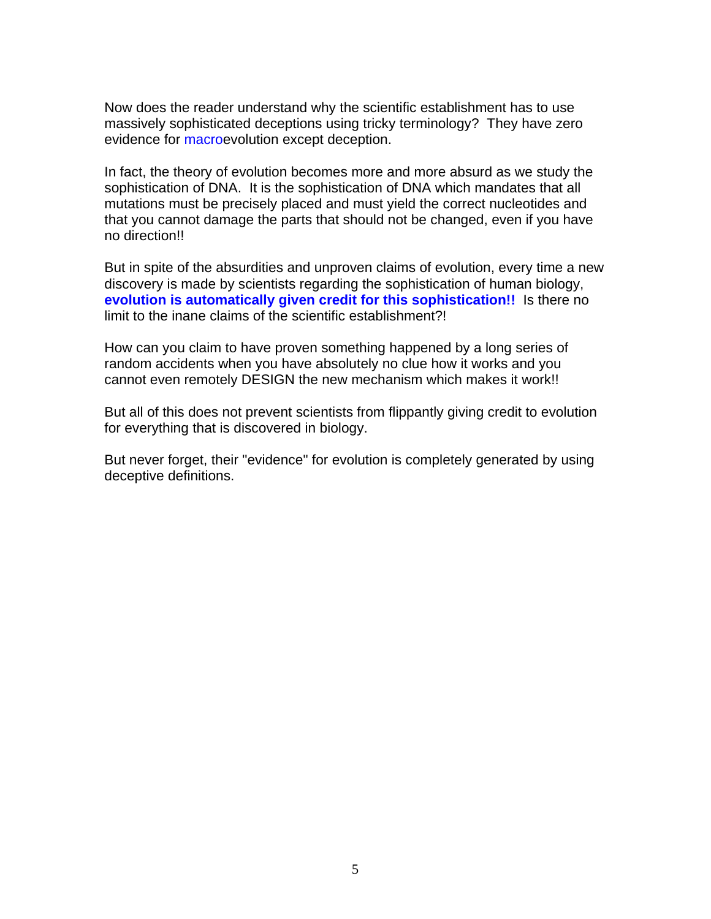Now does the reader understand why the scientific establishment has to use massively sophisticated deceptions using tricky terminology? They have zero evidence for macroevolution except deception.

In fact, the theory of evolution becomes more and more absurd as we study the sophistication of DNA. It is the sophistication of DNA which mandates that all mutations must be precisely placed and must yield the correct nucleotides and that you cannot damage the parts that should not be changed, even if you have no direction!!

But in spite of the absurdities and unproven claims of evolution, every time a new discovery is made by scientists regarding the sophistication of human biology, **evolution is automatically given credit for this sophistication!!** Is there no limit to the inane claims of the scientific establishment?!

How can you claim to have proven something happened by a long series of random accidents when you have absolutely no clue how it works and you cannot even remotely DESIGN the new mechanism which makes it work!!

But all of this does not prevent scientists from flippantly giving credit to evolution for everything that is discovered in biology.

But never forget, their "evidence" for evolution is completely generated by using deceptive definitions.